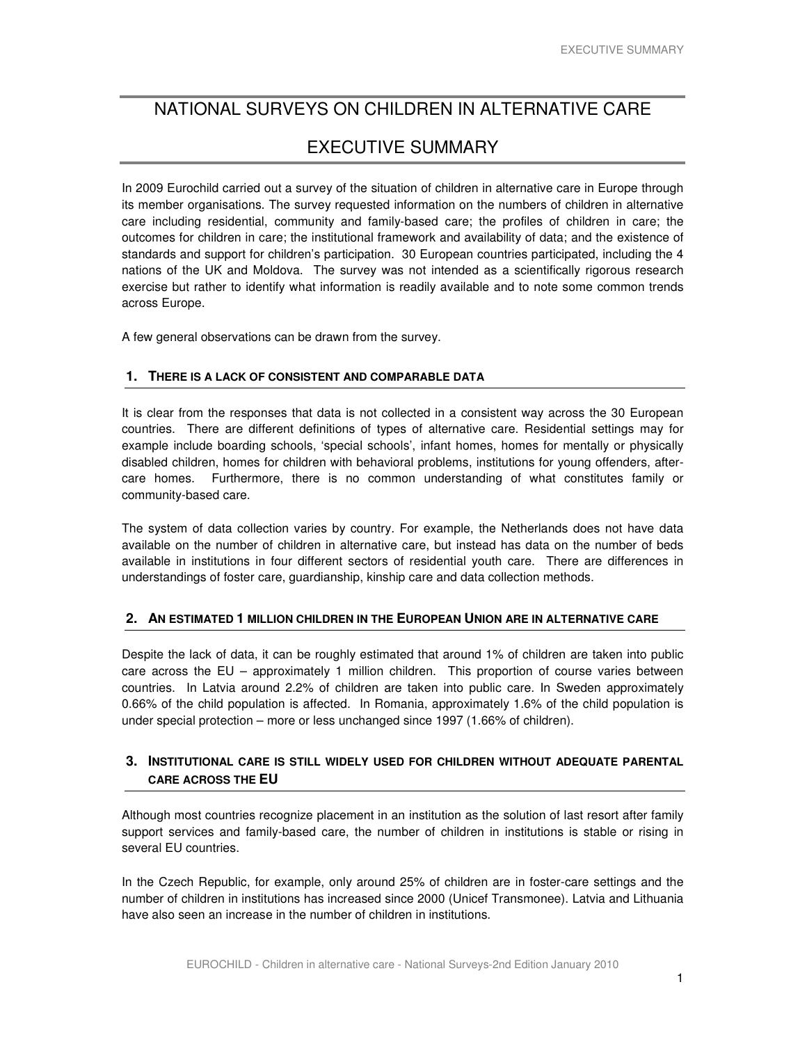# NATIONAL SURVEYS ON CHILDREN IN ALTERNATIVE CARE

# EXECUTIVE SUMMARY

In 2009 Eurochild carried out a survey of the situation of children in alternative care in Europe through its member organisations. The survey requested information on the numbers of children in alternative care including residential, community and family-based care; the profiles of children in care; the outcomes for children in care; the institutional framework and availability of data; and the existence of standards and support for children's participation. 30 European countries participated, including the 4 nations of the UK and Moldova. The survey was not intended as a scientifically rigorous research exercise but rather to identify what information is readily available and to note some common trends across Europe.

A few general observations can be drawn from the survey.

## 1. THERE IS A LACK OF CONSISTENT AND COMPARABLE DATA

It is clear from the responses that data is not collected in a consistent way across the 30 European countries. There are different definitions of types of alternative care. Residential settings may for example include boarding schools, 'special schools', infant homes, homes for mentally or physically disabled children, homes for children with behavioral problems, institutions for young offenders, after-care homes. Furthermore, there is no common understanding of what constitutes family or community-based care.

The system of data collection varies by country. For example, the Netherlands does not have data available on the number of children in alternative care, but instead has data on the number of beds available in institutions in four different sectors of residential youth care. There are differences in understandings of foster care, guardianship, kinship care and data collection methods.

## 2. AN ESTIMATED 1 MILLION CHILDREN IN THE EUROPEAN UNION ARE IN ALTERNATIVE CARE

Despite the lack of data, it can be roughly estimated that around 1% of children are taken into public care across the EU – approximately 1 million children. This proportion of course varies between countries. In Latvia around 2.2% of children are taken into public care. In Sweden approximately 0.66% of the child population is affected. In Romania, approximately 1.6% of the child population is under special protection – more or less unchanged since 1997 (1.66% of children).

## 3. INSTITUTIONAL CARE IS STILL WIDELY USED FOR CHILDREN WITHOUT ADEQUATE PARENTAL CARE ACROSS THE EU

Although most countries recognize placement in an institution as the solution of last resort after family support services and family-based care, the number of children in institutions is stable or rising in several EU countries.

In the Czech Republic, for example, only around 25% of children are in foster-care settings and the number of children in institutions has increased since 2000 (Unicef Transmonee). Latvia and Lithuania have also seen an increase in the number of children in institutions.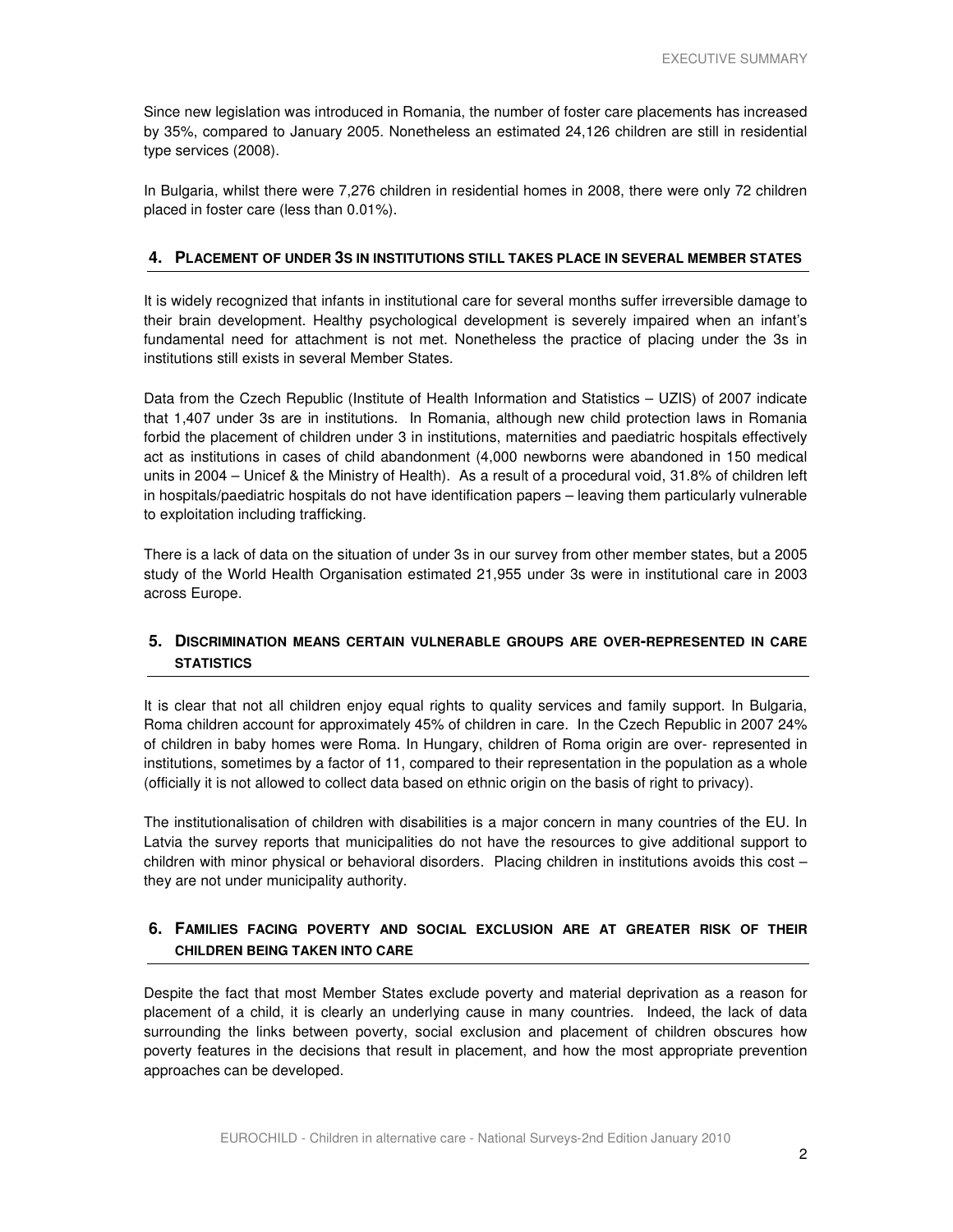Since new legislation was introduced in Romania, the number of foster care placements has increased by 35%, compared to January 2005. Nonetheless an estimated 24,126 children are still in residential type services (2008).

In Bulgaria, whilst there were 7,276 children in residential homes in 2008, there were only 72 children placed in foster care (less than 0.01%).

## 4. Placement of under 3s in institutions still takes place in several member states

It is widely recognized that infants in institutional care for several months suffer irreversible damage to their brain development. Healthy psychological development is severely impaired when an infant's fundamental need for attachment is not met. Nonetheless the practice of placing under the 3s in institutions still exists in several Member States.

Data from the Czech Republic (Institute of Health Information and Statistics – UZIS) of 2007 indicate that 1,407 under 3s are in institutions. In Romania, although new child protection laws in Romania forbid the placement of children under 3 in institutions, maternities and paediatric hospitals effectively act as institutions in cases of child abandonment (4,000 newborns were abandoned in 150 medical units in 2004 – Unicef & the Ministry of Health). As a result of a procedural void, 31.8% of children left in hospitals/paediatric hospitals do not have identification papers – leaving them particularly vulnerable to exploitation including trafficking.

There is a lack of data on the situation of under 3s in our survey from other member states, but a 2005 study of the World Health Organisation estimated 21,955 under 3s were in institutional care in 2003 across Europe.

## 5. Discrimination means certain vulnerable groups are over-represented in care statistics

It is clear that not all children enjoy equal rights to quality services and family support. In Bulgaria, Roma children account for approximately 45% of children in care. In the Czech Republic in 2007 24% of children in baby homes were Roma. In Hungary, children of Roma origin are over- represented in institutions, sometimes by a factor of 11, compared to their representation in the population as a whole (officially it is not allowed to collect data based on ethnic origin on the basis of right to privacy).

The institutionalisation of children with disabilities is a major concern in many countries of the EU. In Latvia the survey reports that municipalities do not have the resources to give additional support to children with minor physical or behavioral disorders. Placing children in institutions avoids this cost – they are not under municipality authority.

## 6. Families facing poverty and social exclusion are at greater risk of their children being taken into care

Despite the fact that most Member States exclude poverty and material deprivation as a reason for placement of a child, it is clearly an underlying cause in many countries. Indeed, the lack of data surrounding the links between poverty, social exclusion and placement of children obscures how poverty features in the decisions that result in placement, and how the most appropriate prevention approaches can be developed.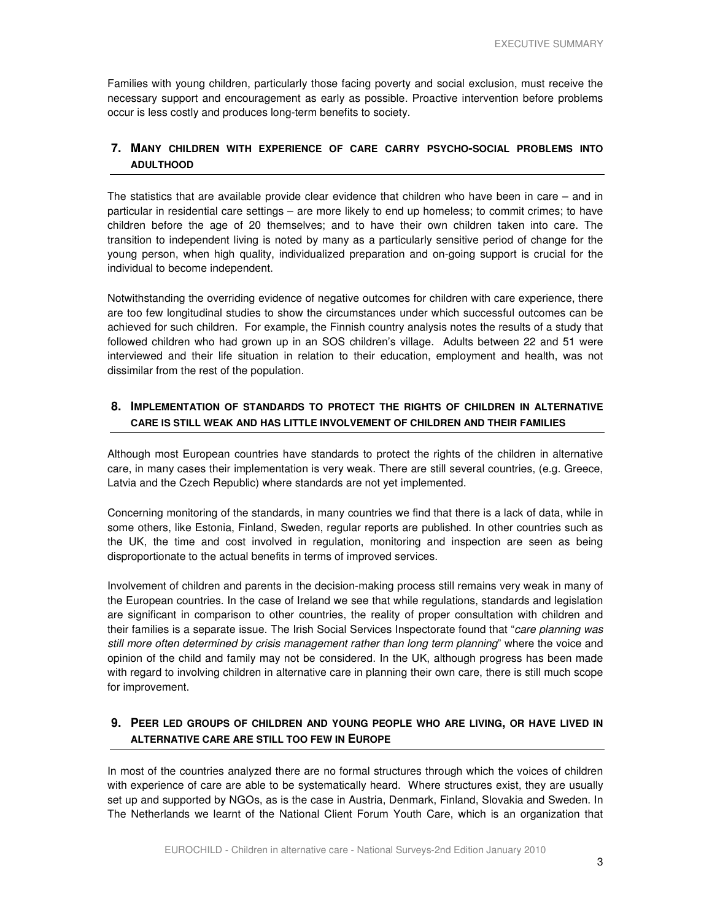Families with young children, particularly those facing poverty and social exclusion, must receive the necessary support and encouragement as early as possible. Proactive intervention before problems occur is less costly and produces long-term benefits to society.

## 7. MANY CHILDREN WITH EXPERIENCE OF CARE CARRY PSYCHO-SOCIAL PROBLEMS INTO ADULTHOOD

The statistics that are available provide clear evidence that children who have been in care – and in particular in residential care settings – are more likely to end up homeless; to commit crimes; to have children before the age of 20 themselves; and to have their own children taken into care. The transition to independent living is noted by many as a particularly sensitive period of change for the young person, when high quality, individualized preparation and on-going support is crucial for the individual to become independent.

Notwithstanding the overriding evidence of negative outcomes for children with care experience, there are too few longitudinal studies to show the circumstances under which successful outcomes can be achieved for such children. For example, the Finnish country analysis notes the results of a study that followed children who had grown up in an SOS children's village. Adults between 22 and 51 were interviewed and their life situation in relation to their education, employment and health, was not dissimilar from the rest of the population.

## 8. IMPLEMENTATION OF STANDARDS TO PROTECT THE RIGHTS OF CHILDREN IN ALTERNATIVE CARE IS STILL WEAK AND HAS LITTLE INVOLVEMENT OF CHILDREN AND THEIR FAMILIES

Although most European countries have standards to protect the rights of the children in alternative care, in many cases their implementation is very weak. There are still several countries, (e.g. Greece, Latvia and the Czech Republic) where standards are not yet implemented.

Concerning monitoring of the standards, in many countries we find that there is a lack of data, while in some others, like Estonia, Finland, Sweden, regular reports are published. In other countries such as the UK, the time and cost involved in regulation, monitoring and inspection are seen as being disproportionate to the actual benefits in terms of improved services.

Involvement of children and parents in the decision-making process still remains very weak in many of the European countries. In the case of Ireland we see that while regulations, standards and legislation are significant in comparison to other countries, the reality of proper consultation with children and their families is a separate issue. The Irish Social Services Inspectorate found that "*care planning was still more often determined by crisis management rather than long term planning*" where the voice and opinion of the child and family may not be considered. In the UK, although progress has been made with regard to involving children in alternative care in planning their own care, there is still much scope for improvement.

## 9. PEER LED GROUPS OF CHILDREN AND YOUNG PEOPLE WHO ARE LIVING, OR HAVE LIVED IN ALTERNATIVE CARE ARE STILL TOO FEW IN EUROPE

In most of the countries analyzed there are no formal structures through which the voices of children with experience of care are able to be systematically heard. Where structures exist, they are usually set up and supported by NGOs, as is the case in Austria, Denmark, Finland, Slovakia and Sweden. In The Netherlands we learnt of the National Client Forum Youth Care, which is an organization that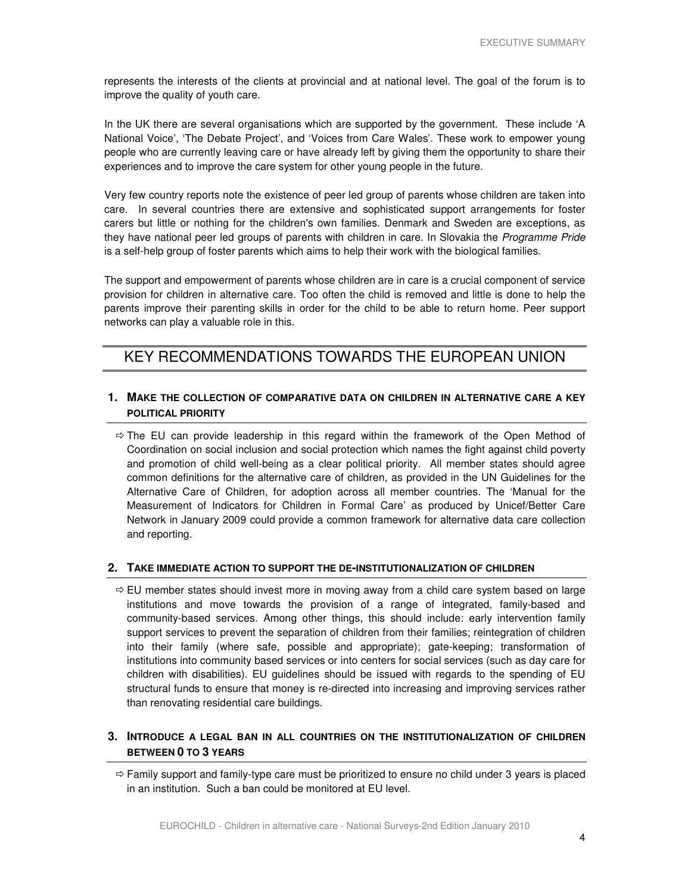represents the interests of the clients at provincial and at national level. The goal of the forum is to improve the quality of youth care.

In the UK there are several organisations which are supported by the government. These include 'A National Voice', 'The Debate Project', and 'Voices from Care Wales'. These work to empower young people who are currently leaving care or have already left by giving them the opportunity to share their experiences and to improve the care system for other young people in the future.

Very few country reports note the existence of peer led group of parents whose children are taken into care. In several countries there are extensive and sophisticated support arrangements for foster carers but little or nothing for the children's own families. Denmark and Sweden are exceptions, as they have national peer led groups of parents with children in care. In Slovakia the *Programme Pride* is a self-help group of foster parents which aims to help their work with the biological families.

The support and empowerment of parents whose children are in care is a crucial component of service provision for children in alternative care. Too often the child is removed and little is done to help the parents improve their parenting skills in order for the child to be able to return home. Peer support networks can play a valuable role in this.

# KEY RECOMMENDATIONS TOWARDS THE EUROPEAN UNION

## 1. MAKE THE COLLECTION OF COMPARATIVE DATA ON CHILDREN IN ALTERNATIVE CARE A KEY POLITICAL PRIORITY

⇨ The EU can provide leadership in this regard within the framework of the Open Method of Coordination on social inclusion and social protection which names the fight against child poverty and promotion of child well-being as a clear political priority. All member states should agree common definitions for the alternative care of children, as provided in the UN Guidelines for the Alternative Care of Children, for adoption across all member countries. The 'Manual for the Measurement of Indicators for Children in Formal Care' as produced by Unicef/Better Care Network in January 2009 could provide a common framework for alternative data care collection and reporting.

## 2. TAKE IMMEDIATE ACTION TO SUPPORT THE DE-INSTITUTIONALIZATION OF CHILDREN

⇨ EU member states should invest more in moving away from a child care system based on large institutions and move towards the provision of a range of integrated, family-based and community-based services. Among other things, this should include: early intervention family support services to prevent the separation of children from their families; reintegration of children into their family (where safe, possible and appropriate); gate-keeping; transformation of institutions into community based services or into centers for social services (such as day care for children with disabilities). EU guidelines should be issued with regards to the spending of EU structural funds to ensure that money is re-directed into increasing and improving services rather than renovating residential care buildings.

## 3. INTRODUCE A LEGAL BAN IN ALL COUNTRIES ON THE INSTITUTIONALIZATION OF CHILDREN BETWEEN 0 TO 3 YEARS

⇨ Family support and family-type care must be prioritized to ensure no child under 3 years is placed in an institution. Such a ban could be monitored at EU level.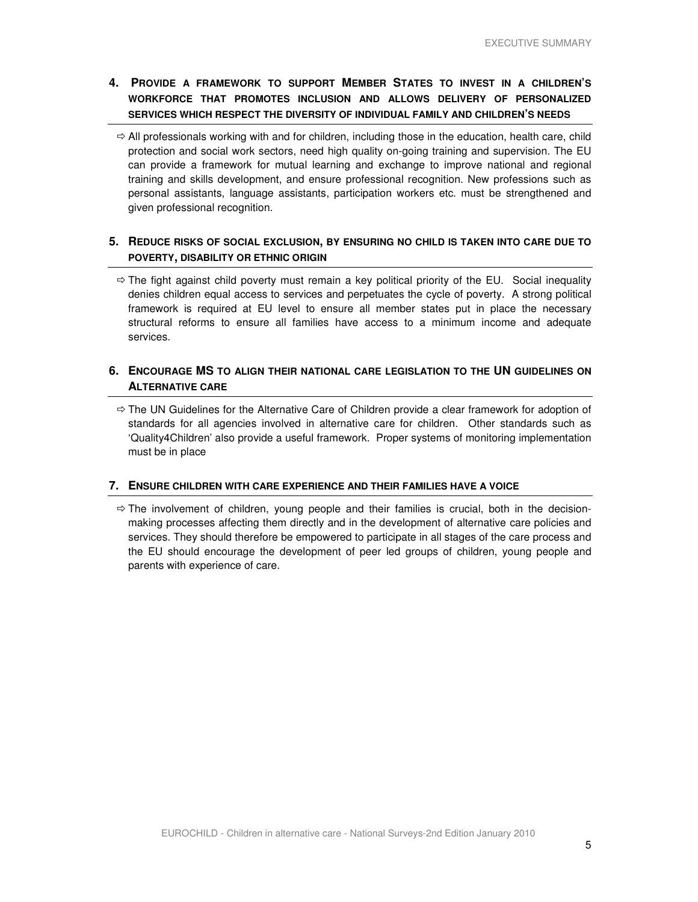### 4. Provide a framework to support Member States to invest in a children's workforce that promotes inclusion and allows delivery of personalized services which respect the diversity of individual family and children's needs

⇨ All professionals working with and for children, including those in the education, health care, child protection and social work sectors, need high quality on-going training and supervision. The EU can provide a framework for mutual learning and exchange to improve national and regional training and skills development, and ensure professional recognition. New professions such as personal assistants, language assistants, participation workers etc. must be strengthened and given professional recognition.

### 5. Reduce risks of social exclusion, by ensuring no child is taken into care due to poverty, disability or ethnic origin

⇨ The fight against child poverty must remain a key political priority of the EU. Social inequality denies children equal access to services and perpetuates the cycle of poverty. A strong political framework is required at EU level to ensure all member states put in place the necessary structural reforms to ensure all families have access to a minimum income and adequate services.

### 6. Encourage MS to align their national care legislation to the UN guidelines on Alternative care

⇨ The UN Guidelines for the Alternative Care of Children provide a clear framework for adoption of standards for all agencies involved in alternative care for children. Other standards such as 'Quality4Children' also provide a useful framework. Proper systems of monitoring implementation must be in place

### 7. Ensure children with care experience and their families have a voice

⇨ The involvement of children, young people and their families is crucial, both in the decision-making processes affecting them directly and in the development of alternative care policies and services. They should therefore be empowered to participate in all stages of the care process and the EU should encourage the development of peer led groups of children, young people and parents with experience of care.